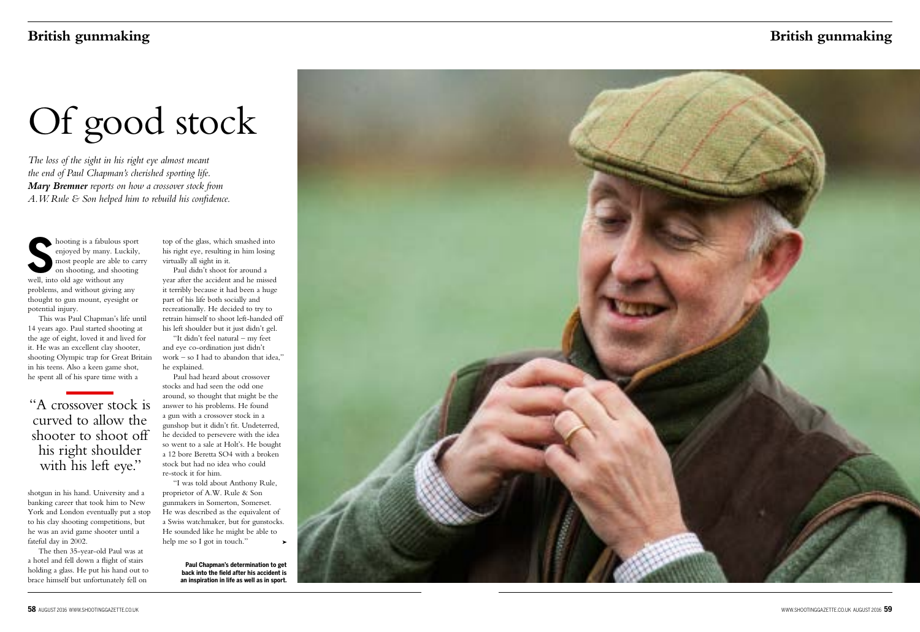# Of good stock

*The loss of the sight in his right eye almost meant the end of Paul Chapman's cherished sporting life. **Mary Bremner** reports on how a crossover stock from A.W. Rule & Son helped him to rebuild his confidence.*

Shooting is a fabulous sport enjoyed by many. Luckily, most people are able to carry on shooting, and shooting well, into old age without any problems, and without giving any thought to gun mount, eyesight or potential injury.

This was Paul Chapman's life until 14 years ago. Paul started shooting at the age of eight, loved it and lived for it. He was an excellent clay shooter, shooting Olympic trap for Great Britain in his teens. Also a keen game shot, he spent all of his spare time with a shotgun in his hand. University and a banking career that took him to New York and London eventually put a stop to his clay shooting competitions, but he was an avid game shooter until a fateful day in 2002.

> "A crossover stock is curved to allow the shooter to shoot off his right shoulder with his left eye."

The then 35-year-old Paul was at a hotel and fell down a flight of stairs holding a glass. He put his hand out to brace himself but unfortunately fell on top of the glass, which smashed into his right eye, resulting in him losing virtually all sight in it.

Paul didn't shoot for around a year after the accident and he missed it terribly because it had been a huge part of his life both socially and recreationally. He decided to try to retrain himself to shoot left-handed off his left shoulder but it just didn't gel.

"It didn't feel natural – my feet and eye co-ordination just didn't work – so I had to abandon that idea," he explained.

Paul had heard about crossover stocks and had seen the odd one around, so thought that might be the answer to his problems. He found a gun with a crossover stock in a gunshop but it didn't fit. Undeterred, he decided to persevere with the idea so went to a sale at Holt's. He bought a 12 bore Beretta SO4 with a broken stock but had no idea who could re-stock it for him.

"I was told about Anthony Rule, proprietor of A.W. Rule & Son gunmakers in Somerton, Somerset. He was described as the equivalent of a Swiss watchmaker, but for gunstocks. He sounded like he might be able to help me so I got in touch."

**Paul Chapman's determination to get back into the field after his accident is an inspiration in life as well as in sport.**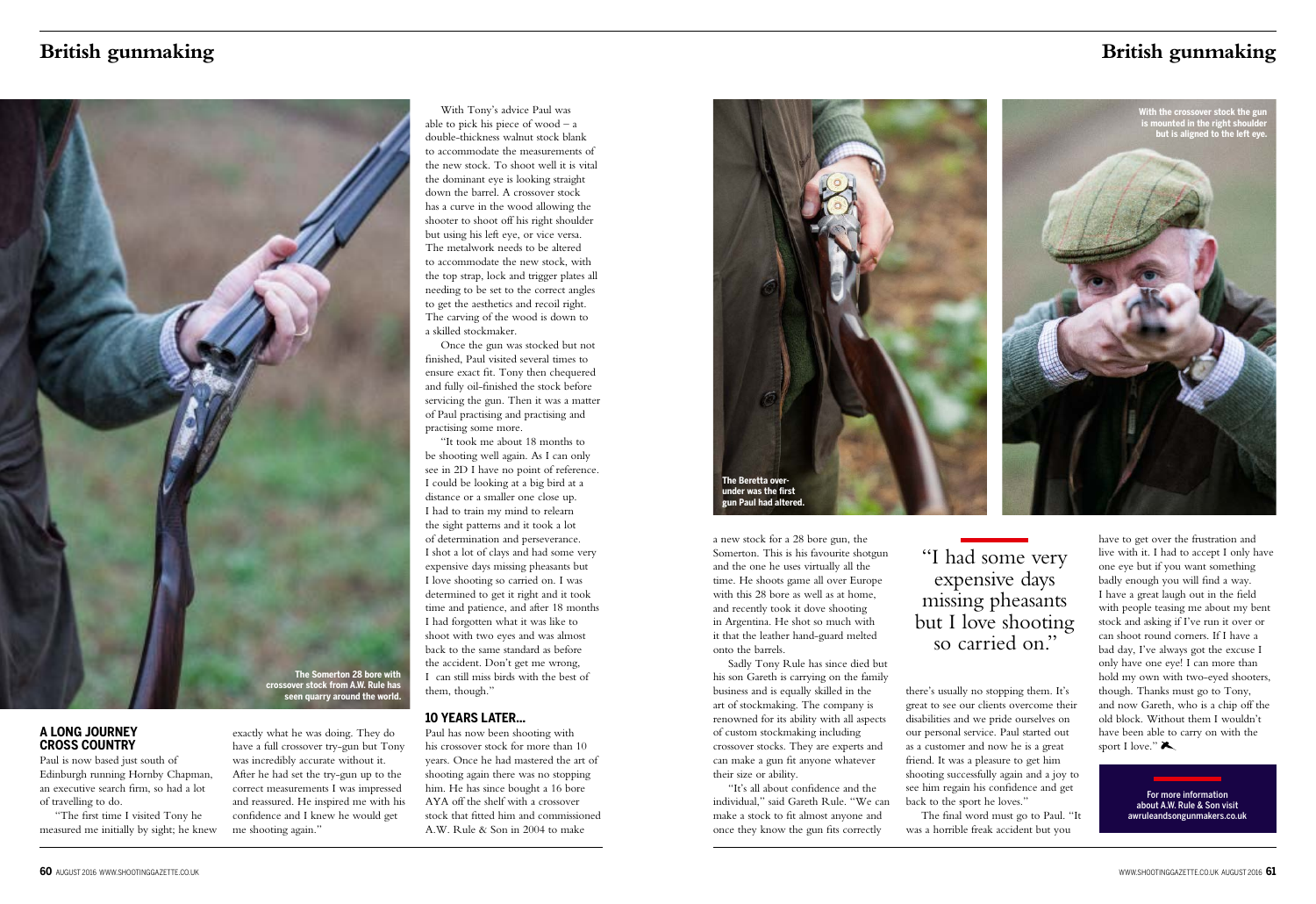The Somerton 28 bore with crossover stock from A.W. Rule has seen quarry around the world.

### A LONG JOURNEY CROSS COUNTRY

Paul is now based just south of Edinburgh running Hornby Chapman, an executive search firm, so had a lot of travelling to do.

"The first time I visited Tony he measured me initially by sight; he knew exactly what he was doing. They do have a full crossover try-gun but Tony was incredibly accurate without it. After he had set the try-gun up to the correct measurements I was impressed and reassured. He inspired me with his confidence and I knew he would get me shooting again."

With Tony's advice Paul was able to pick his piece of wood – a double-thickness walnut stock blank to accommodate the measurements of the new stock. To shoot well it is vital the dominant eye is looking straight down the barrel. A crossover stock has a curve in the wood allowing the shooter to shoot off his right shoulder but using his left eye, or vice versa. The metalwork needs to be altered to accommodate the new stock, with the top strap, lock and trigger plates all needing to be set to the correct angles to get the aesthetics and recoil right. The carving of the wood is down to a skilled stockmaker.

Once the gun was stocked but not finished, Paul visited several times to ensure exact fit. Tony then chequered and fully oil-finished the stock before servicing the gun. Then it was a matter of Paul practising and practising and practising some more.

"It took me about 18 months to be shooting well again. As I can only see in 2D I have no point of reference. I could be looking at a big bird at a distance or a smaller one close up. I had to train my mind to relearn the sight patterns and it took a lot of determination and perseverance. I shot a lot of clays and had some very expensive days missing pheasants but I love shooting so carried on. I was determined to get it right and it took time and patience, and after 18 months I had forgotten what it was like to shoot with two eyes and was almost back to the same standard as before the accident. Don't get me wrong, I can still miss birds with the best of them, though."

### 10 YEARS LATER...

Paul has now been shooting with his crossover stock for more than 10 years. Once he had mastered the art of shooting again there was no stopping him. He has since bought a 16 bore AYA off the shelf with a crossover stock that fitted him and commissioned A.W. Rule & Son in 2004 to make a new stock for a 28 bore gun, the Somerton. This is his favourite shotgun and the one he uses virtually all the time. He shoots game all over Europe with this 28 bore as well as at home, and recently took it dove shooting in Argentina. He shot so much with it that the leather hand-guard melted onto the barrels.

The Beretta over-under was the first gun Paul had altered.

With the crossover stock the gun is mounted in the right shoulder but is aligned to the left eye.

Sadly Tony Rule has since died but his son Gareth is carrying on the family business and is equally skilled in the art of stockmaking. The company is renowned for its ability with all aspects of custom stockmaking including crossover stocks. They are experts and can make a gun fit anyone whatever their size or ability.

"It's all about confidence and the individual," said Gareth Rule. "We can make a stock to fit almost anyone and once they know the gun fits correctly there's usually no stopping them. It's great to see our clients overcome their disabilities and we pride ourselves on our personal service. Paul started out as a customer and now he is a great friend. It was a pleasure to get him shooting successfully again and a joy to see him regain his confidence and get back to the sport he loves."

> "I had some very expensive days missing pheasants but I love shooting so carried on."

The final word must go to Paul. "It was a horrible freak accident but you have to get over the frustration and live with it. I had to accept I only have one eye but if you want something badly enough you will find a way. I have a great laugh out in the field with people teasing me about my bent stock and asking if I've run it over or can shoot round corners. If I have a bad day, I've always got the excuse I only have one eye! I can more than hold my own with two-eyed shooters, though. Thanks must go to Tony, and now Gareth, who is a chip off the old block. Without them I wouldn't have been able to carry on with the sport I love."

**For more information about A.W. Rule & Son visit awruleandsongunmakers.co.uk**